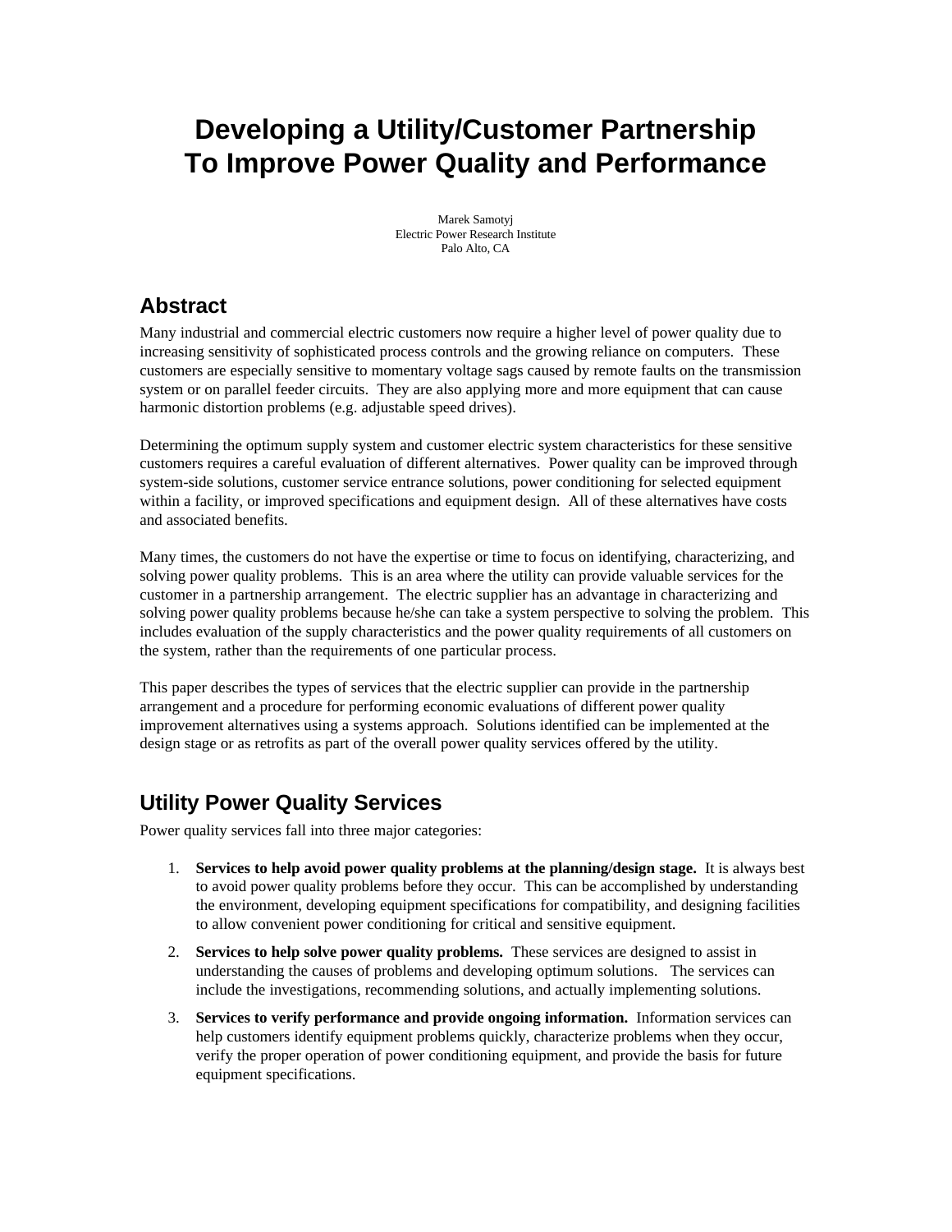# Developing a Utility/Customer Partnership To Improve Power Quality and Performance

Marek Samotyj
Electric Power Research Institute
Palo Alto, CA

## Abstract

Many industrial and commercial electric customers now require a higher level of power quality due to increasing sensitivity of sophisticated process controls and the growing reliance on computers. These customers are especially sensitive to momentary voltage sags caused by remote faults on the transmission system or on parallel feeder circuits. They are also applying more and more equipment that can cause harmonic distortion problems (e.g. adjustable speed drives).

Determining the optimum supply system and customer electric system characteristics for these sensitive customers requires a careful evaluation of different alternatives. Power quality can be improved through system-side solutions, customer service entrance solutions, power conditioning for selected equipment within a facility, or improved specifications and equipment design. All of these alternatives have costs and associated benefits.

Many times, the customers do not have the expertise or time to focus on identifying, characterizing, and solving power quality problems. This is an area where the utility can provide valuable services for the customer in a partnership arrangement. The electric supplier has an advantage in characterizing and solving power quality problems because he/she can take a system perspective to solving the problem. This includes evaluation of the supply characteristics and the power quality requirements of all customers on the system, rather than the requirements of one particular process.

This paper describes the types of services that the electric supplier can provide in the partnership arrangement and a procedure for performing economic evaluations of different power quality improvement alternatives using a systems approach. Solutions identified can be implemented at the design stage or as retrofits as part of the overall power quality services offered by the utility.

## Utility Power Quality Services

Power quality services fall into three major categories:

1. **Services to help avoid power quality problems at the planning/design stage.** It is always best to avoid power quality problems before they occur. This can be accomplished by understanding the environment, developing equipment specifications for compatibility, and designing facilities to allow convenient power conditioning for critical and sensitive equipment.
2. **Services to help solve power quality problems.** These services are designed to assist in understanding the causes of problems and developing optimum solutions. The services can include the investigations, recommending solutions, and actually implementing solutions.
3. **Services to verify performance and provide ongoing information.** Information services can help customers identify equipment problems quickly, characterize problems when they occur, verify the proper operation of power conditioning equipment, and provide the basis for future equipment specifications.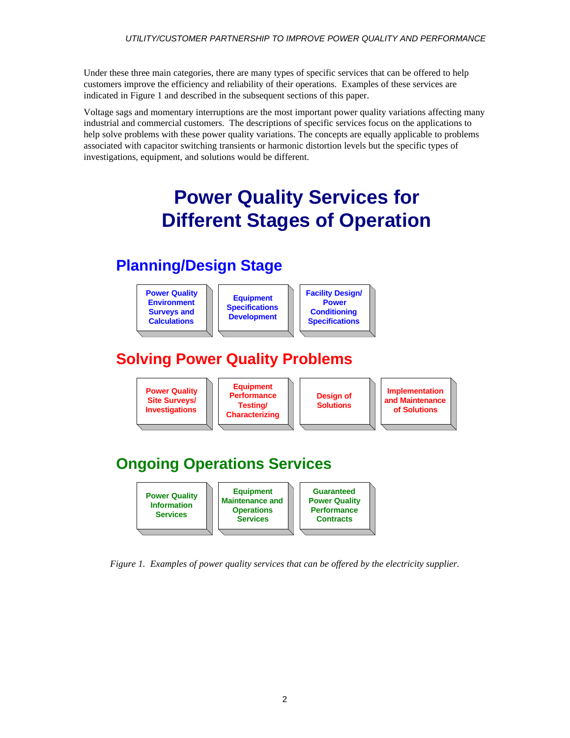Under these three main categories, there are many types of specific services that can be offered to help customers improve the efficiency and reliability of their operations. Examples of these services are indicated in Figure 1 and described in the subsequent sections of this paper.

Voltage sags and momentary interruptions are the most important power quality variations affecting many industrial and commercial customers. The descriptions of specific services focus on the applications to help solve problems with these power quality variations. The concepts are equally applicable to problems associated with capacitor switching transients or harmonic distortion levels but the specific types of investigations, equipment, and solutions would be different.

# Power Quality Services for Different Stages of Operation

## Planning/Design Stage

- Power Quality Environment Surveys and Calculations
- Equipment Specifications Development
- Facility Design/ Power Conditioning Specifications

## Solving Power Quality Problems

- Power Quality Site Surveys/ Investigations
- Equipment Performance Testing/ Characterizing
- Design of Solutions
- Implementation and Maintenance of Solutions

## Ongoing Operations Services

- Power Quality Information Services
- Equipment Maintenance and Operations Services
- Guaranteed Power Quality Performance Contracts

*Figure 1. Examples of power quality services that can be offered by the electricity supplier.*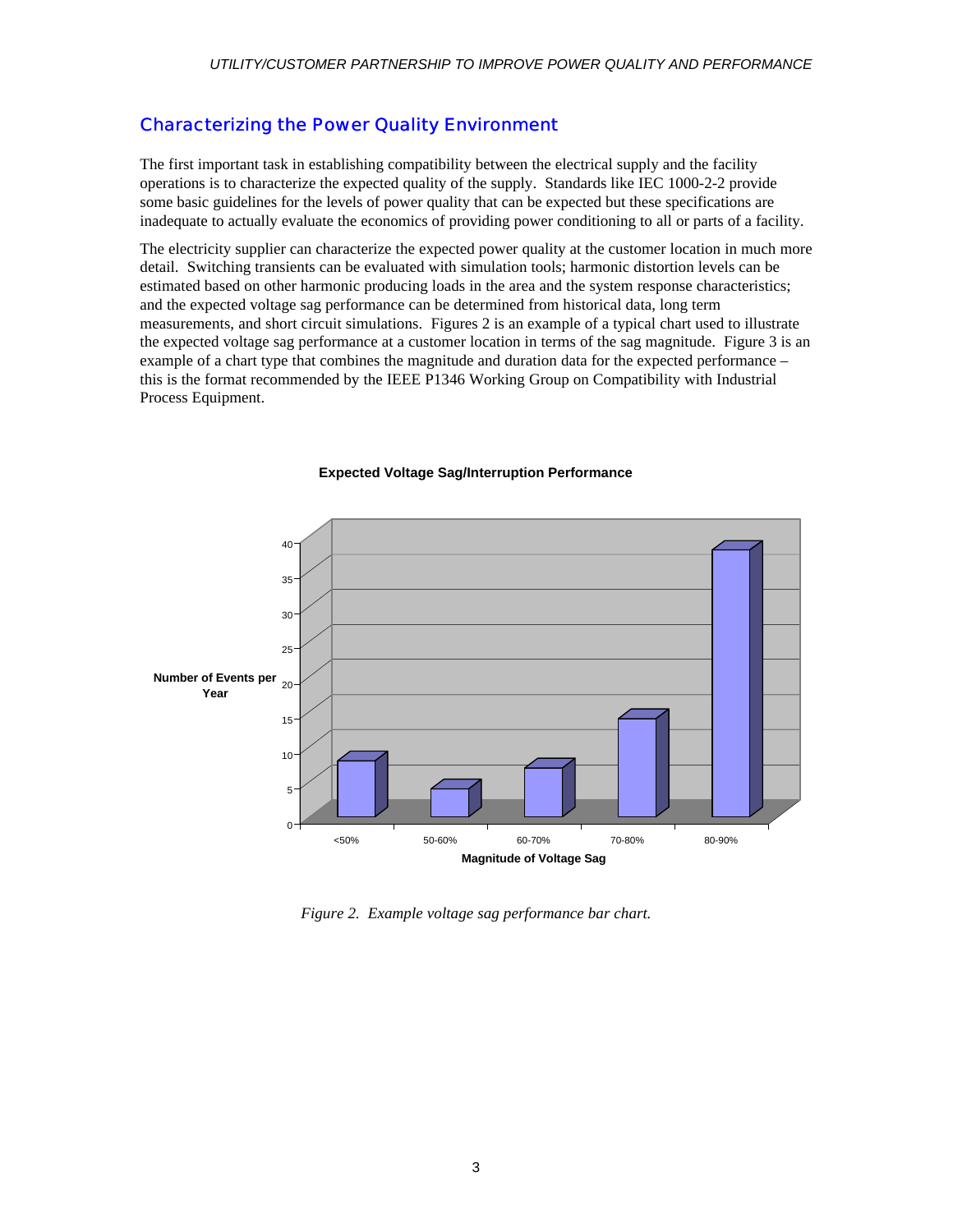## Characterizing the Power Quality Environment

The first important task in establishing compatibility between the electrical supply and the facility operations is to characterize the expected quality of the supply. Standards like IEC 1000-2-2 provide some basic guidelines for the levels of power quality that can be expected but these specifications are inadequate to actually evaluate the economics of providing power conditioning to all or parts of a facility.

The electricity supplier can characterize the expected power quality at the customer location in much more detail. Switching transients can be evaluated with simulation tools; harmonic distortion levels can be estimated based on other harmonic producing loads in the area and the system response characteristics; and the expected voltage sag performance can be determined from historical data, long term measurements, and short circuit simulations. Figures 2 is an example of a typical chart used to illustrate the expected voltage sag performance at a customer location in terms of the sag magnitude. Figure 3 is an example of a chart type that combines the magnitude and duration data for the expected performance – this is the format recommended by the IEEE P1346 Working Group on Compatibility with Industrial Process Equipment.

**Expected Voltage Sag/Interruption Performance**

*Figure 2. Example voltage sag performance bar chart.*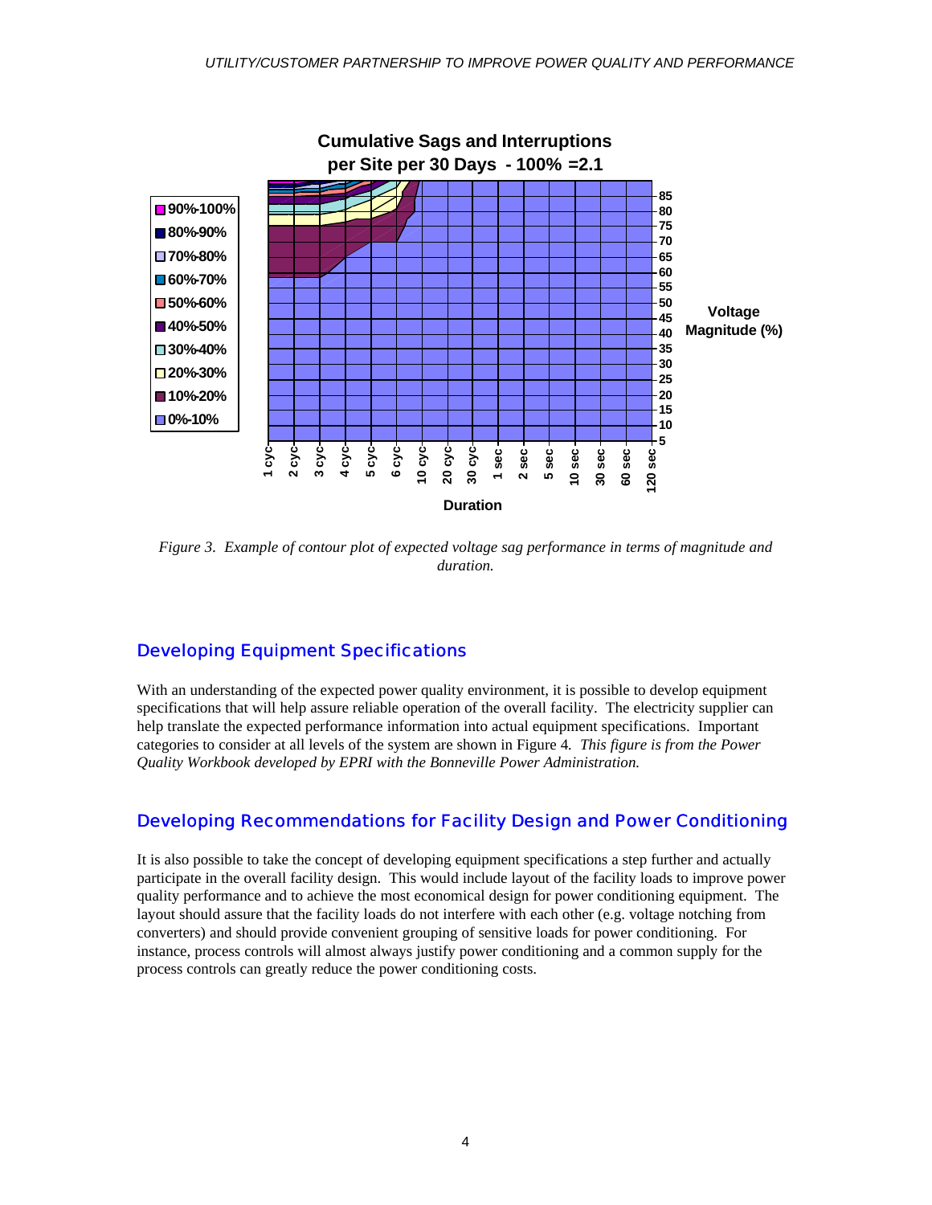Figure 3. Example of contour plot of expected voltage sag performance in terms of magnitude and duration.

## Developing Equipment Specifications

With an understanding of the expected power quality environment, it is possible to develop equipment specifications that will help assure reliable operation of the overall facility. The electricity supplier can help translate the expected performance information into actual equipment specifications. Important categories to consider at all levels of the system are shown in Figure 4. *This figure is from the Power Quality Workbook developed by EPRI with the Bonneville Power Administration.*

## Developing Recommendations for Facility Design and Power Conditioning

It is also possible to take the concept of developing equipment specifications a step further and actually participate in the overall facility design. This would include layout of the facility loads to improve power quality performance and to achieve the most economical design for power conditioning equipment. The layout should assure that the facility loads do not interfere with each other (e.g. voltage notching from converters) and should provide convenient grouping of sensitive loads for power conditioning. For instance, process controls will almost always justify power conditioning and a common supply for the process controls can greatly reduce the power conditioning costs.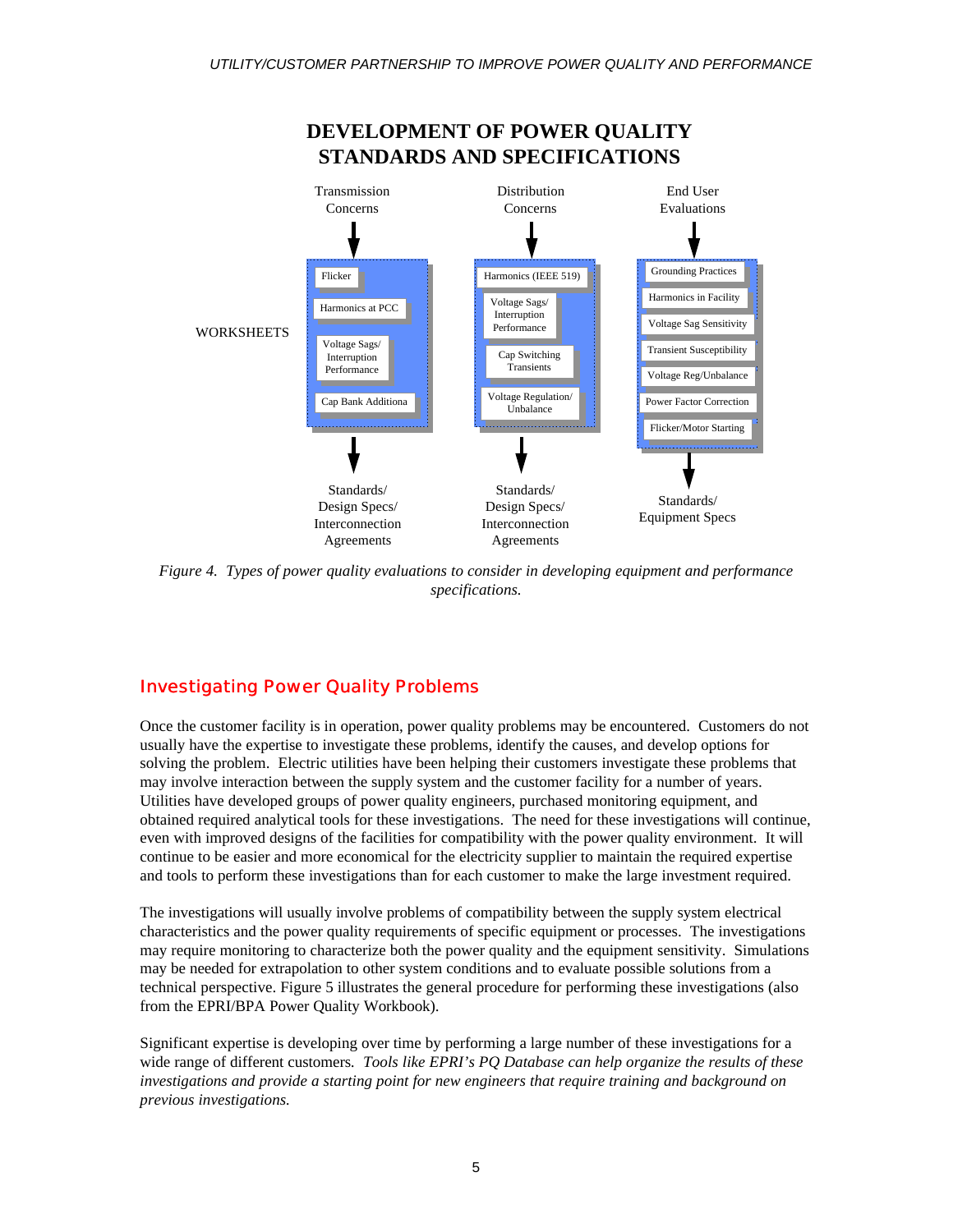## DEVELOPMENT OF POWER QUALITY STANDARDS AND SPECIFICATIONS

| | Transmission Concerns | Distribution Concerns | End User Evaluations |
|---|---|---|---|
| WORKSHEETS | Flicker<br>Harmonics at PCC<br>Voltage Sags/ Interruption Performance<br>Cap Bank Additiona | Harmonics (IEEE 519)<br>Voltage Sags/ Interruption Performance<br>Cap Switching Transients<br>Voltage Regulation/ Unbalance | Grounding Practices<br>Harmonics in Facility<br>Voltage Sag Sensitivity<br>Transient Susceptibility<br>Voltage Reg/Unbalance<br>Power Factor Correction<br>Flicker/Motor Starting |
| | Standards/ Design Specs/ Interconnection Agreements | Standards/ Design Specs/ Interconnection Agreements | Standards/ Equipment Specs |

*Figure 4. Types of power quality evaluations to consider in developing equipment and performance specifications.*

## Investigating Power Quality Problems

Once the customer facility is in operation, power quality problems may be encountered. Customers do not usually have the expertise to investigate these problems, identify the causes, and develop options for solving the problem. Electric utilities have been helping their customers investigate these problems that may involve interaction between the supply system and the customer facility for a number of years. Utilities have developed groups of power quality engineers, purchased monitoring equipment, and obtained required analytical tools for these investigations. The need for these investigations will continue, even with improved designs of the facilities for compatibility with the power quality environment. It will continue to be easier and more economical for the electricity supplier to maintain the required expertise and tools to perform these investigations than for each customer to make the large investment required.

The investigations will usually involve problems of compatibility between the supply system electrical characteristics and the power quality requirements of specific equipment or processes. The investigations may require monitoring to characterize both the power quality and the equipment sensitivity. Simulations may be needed for extrapolation to other system conditions and to evaluate possible solutions from a technical perspective. Figure 5 illustrates the general procedure for performing these investigations (also from the EPRI/BPA Power Quality Workbook).

Significant expertise is developing over time by performing a large number of these investigations for a wide range of different customers. *Tools like EPRI's PQ Database can help organize the results of these investigations and provide a starting point for new engineers that require training and background on previous investigations.*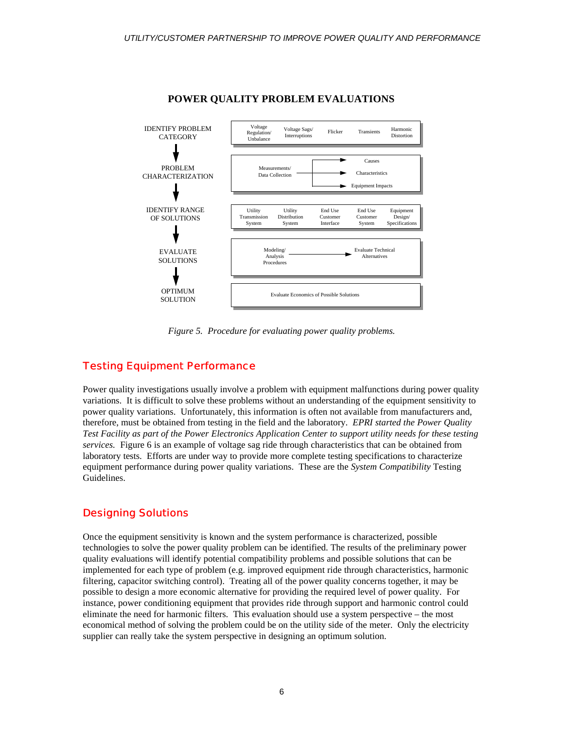**POWER QUALITY PROBLEM EVALUATIONS**

| Step | Details |
| --- | --- |
| IDENTIFY PROBLEM CATEGORY | Voltage Regulation/ Unbalance; Voltage Sags/ Interruptions; Flicker; Transients; Harmonic Distortion |
| PROBLEM CHARACTERIZATION | Measurements/ Data Collection → Causes; Characteristics; Equipment Impacts |
| IDENTIFY RANGE OF SOLUTIONS | Utility Transmission System; Utility Distribution System; End Use Customer Interface; End Use Customer System; Equipment Design/ Specifications |
| EVALUATE SOLUTIONS | Modeling/ Analysis Procedures → Evaluate Technical Alternatives |
| OPTIMUM SOLUTION | Evaluate Economics of Possible Solutions |

*Figure 5. Procedure for evaluating power quality problems.*

## Testing Equipment Performance

Power quality investigations usually involve a problem with equipment malfunctions during power quality variations. It is difficult to solve these problems without an understanding of the equipment sensitivity to power quality variations. Unfortunately, this information is often not available from manufacturers and, therefore, must be obtained from testing in the field and the laboratory. *EPRI started the Power Quality Test Facility as part of the Power Electronics Application Center to support utility needs for these testing services.* Figure 6 is an example of voltage sag ride through characteristics that can be obtained from laboratory tests. Efforts are under way to provide more complete testing specifications to characterize equipment performance during power quality variations. These are the *System Compatibility* Testing Guidelines.

## Designing Solutions

Once the equipment sensitivity is known and the system performance is characterized, possible technologies to solve the power quality problem can be identified. The results of the preliminary power quality evaluations will identify potential compatibility problems and possible solutions that can be implemented for each type of problem (e.g. improved equipment ride through characteristics, harmonic filtering, capacitor switching control). Treating all of the power quality concerns together, it may be possible to design a more economic alternative for providing the required level of power quality. For instance, power conditioning equipment that provides ride through support and harmonic control could eliminate the need for harmonic filters. This evaluation should use a system perspective – the most economical method of solving the problem could be on the utility side of the meter. Only the electricity supplier can really take the system perspective in designing an optimum solution.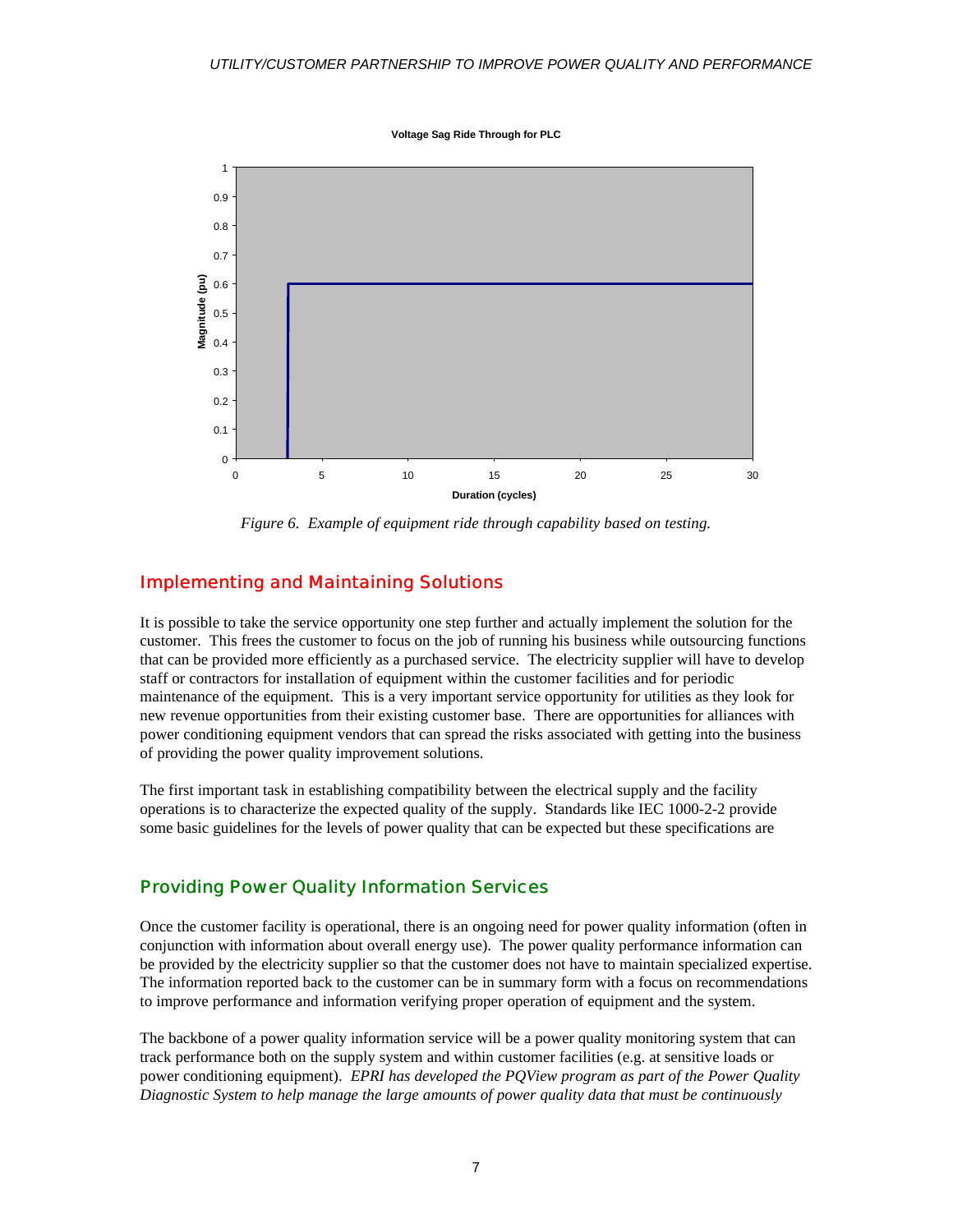Figure 6. *Example of equipment ride through capability based on testing.*

## Implementing and Maintaining Solutions

It is possible to take the service opportunity one step further and actually implement the solution for the customer. This frees the customer to focus on the job of running his business while outsourcing functions that can be provided more efficiently as a purchased service. The electricity supplier will have to develop staff or contractors for installation of equipment within the customer facilities and for periodic maintenance of the equipment. This is a very important service opportunity for utilities as they look for new revenue opportunities from their existing customer base. There are opportunities for alliances with power conditioning equipment vendors that can spread the risks associated with getting into the business of providing the power quality improvement solutions.

The first important task in establishing compatibility between the electrical supply and the facility operations is to characterize the expected quality of the supply. Standards like IEC 1000-2-2 provide some basic guidelines for the levels of power quality that can be expected but these specifications are

## Providing Power Quality Information Services

Once the customer facility is operational, there is an ongoing need for power quality information (often in conjunction with information about overall energy use). The power quality performance information can be provided by the electricity supplier so that the customer does not have to maintain specialized expertise. The information reported back to the customer can be in summary form with a focus on recommendations to improve performance and information verifying proper operation of equipment and the system.

The backbone of a power quality information service will be a power quality monitoring system that can track performance both on the supply system and within customer facilities (e.g. at sensitive loads or power conditioning equipment). *EPRI has developed the PQView program as part of the Power Quality Diagnostic System to help manage the large amounts of power quality data that must be continuously*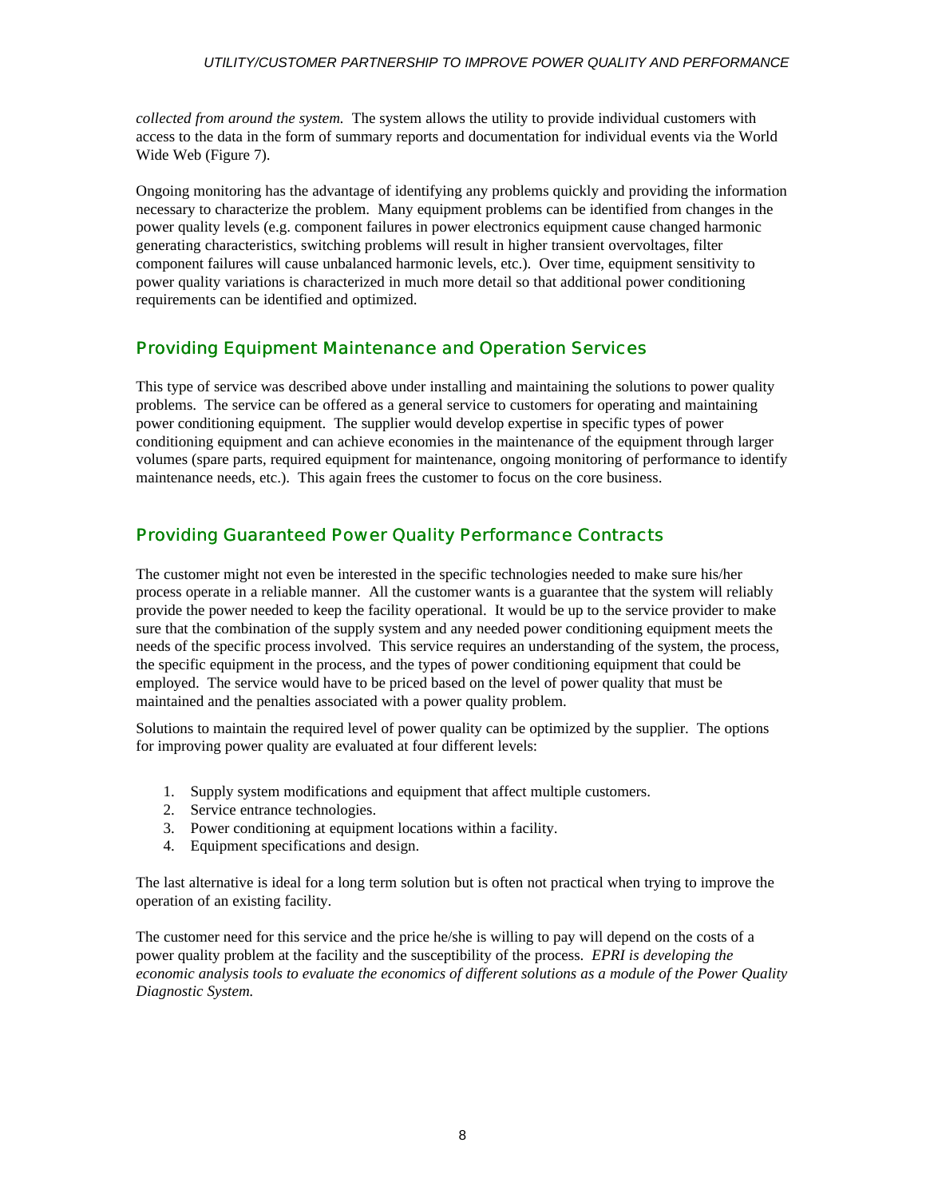*collected from around the system.* The system allows the utility to provide individual customers with access to the data in the form of summary reports and documentation for individual events via the World Wide Web (Figure 7).

Ongoing monitoring has the advantage of identifying any problems quickly and providing the information necessary to characterize the problem. Many equipment problems can be identified from changes in the power quality levels (e.g. component failures in power electronics equipment cause changed harmonic generating characteristics, switching problems will result in higher transient overvoltages, filter component failures will cause unbalanced harmonic levels, etc.). Over time, equipment sensitivity to power quality variations is characterized in much more detail so that additional power conditioning requirements can be identified and optimized.

## Providing Equipment Maintenance and Operation Services

This type of service was described above under installing and maintaining the solutions to power quality problems. The service can be offered as a general service to customers for operating and maintaining power conditioning equipment. The supplier would develop expertise in specific types of power conditioning equipment and can achieve economies in the maintenance of the equipment through larger volumes (spare parts, required equipment for maintenance, ongoing monitoring of performance to identify maintenance needs, etc.). This again frees the customer to focus on the core business.

## Providing Guaranteed Power Quality Performance Contracts

The customer might not even be interested in the specific technologies needed to make sure his/her process operate in a reliable manner. All the customer wants is a guarantee that the system will reliably provide the power needed to keep the facility operational. It would be up to the service provider to make sure that the combination of the supply system and any needed power conditioning equipment meets the needs of the specific process involved. This service requires an understanding of the system, the process, the specific equipment in the process, and the types of power conditioning equipment that could be employed. The service would have to be priced based on the level of power quality that must be maintained and the penalties associated with a power quality problem.

Solutions to maintain the required level of power quality can be optimized by the supplier. The options for improving power quality are evaluated at four different levels:

1. Supply system modifications and equipment that affect multiple customers.
2. Service entrance technologies.
3. Power conditioning at equipment locations within a facility.
4. Equipment specifications and design.

The last alternative is ideal for a long term solution but is often not practical when trying to improve the operation of an existing facility.

The customer need for this service and the price he/she is willing to pay will depend on the costs of a power quality problem at the facility and the susceptibility of the process. *EPRI is developing the economic analysis tools to evaluate the economics of different solutions as a module of the Power Quality Diagnostic System.*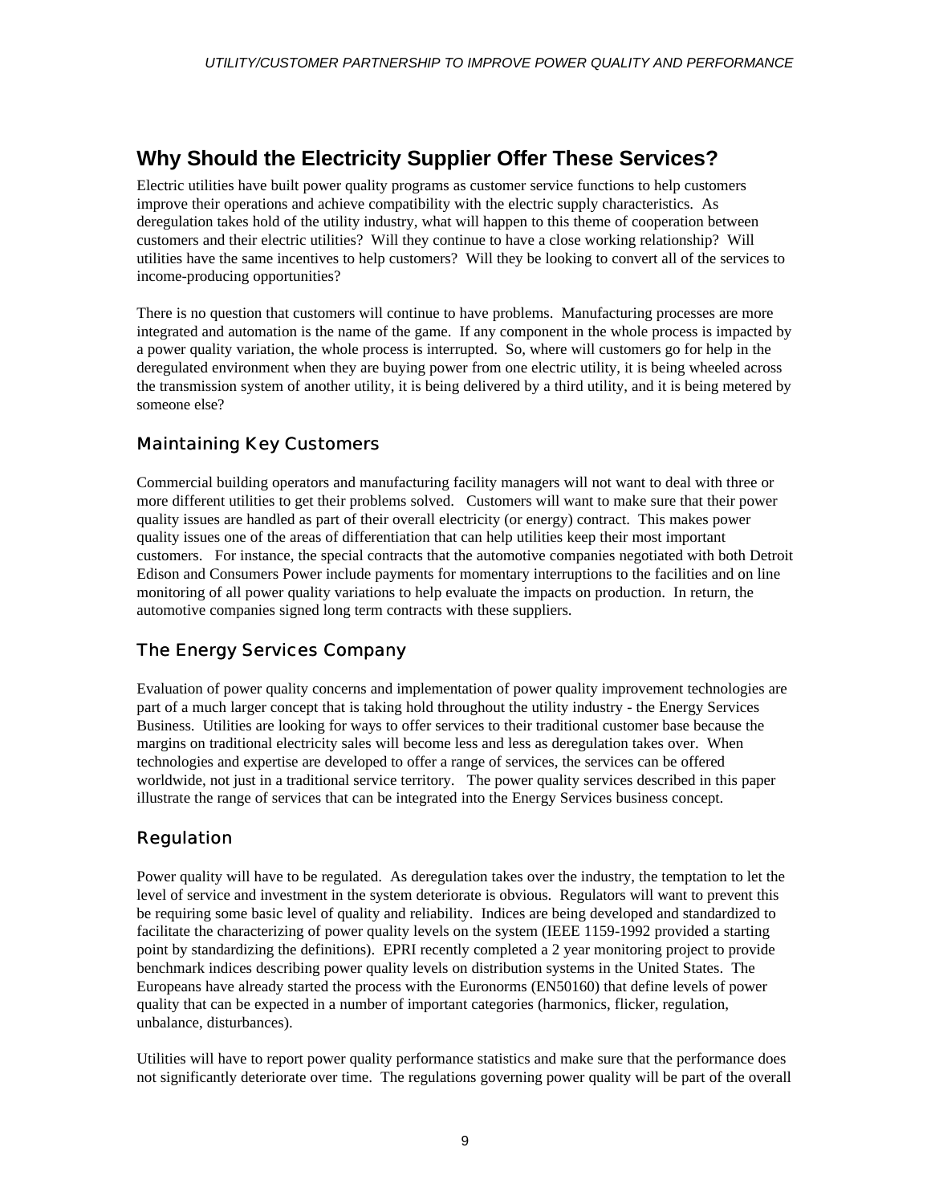## Why Should the Electricity Supplier Offer These Services?

Electric utilities have built power quality programs as customer service functions to help customers improve their operations and achieve compatibility with the electric supply characteristics. As deregulation takes hold of the utility industry, what will happen to this theme of cooperation between customers and their electric utilities? Will they continue to have a close working relationship? Will utilities have the same incentives to help customers? Will they be looking to convert all of the services to income-producing opportunities?

There is no question that customers will continue to have problems. Manufacturing processes are more integrated and automation is the name of the game. If any component in the whole process is impacted by a power quality variation, the whole process is interrupted. So, where will customers go for help in the deregulated environment when they are buying power from one electric utility, it is being wheeled across the transmission system of another utility, it is being delivered by a third utility, and it is being metered by someone else?

### Maintaining Key Customers

Commercial building operators and manufacturing facility managers will not want to deal with three or more different utilities to get their problems solved. Customers will want to make sure that their power quality issues are handled as part of their overall electricity (or energy) contract. This makes power quality issues one of the areas of differentiation that can help utilities keep their most important customers. For instance, the special contracts that the automotive companies negotiated with both Detroit Edison and Consumers Power include payments for momentary interruptions to the facilities and on line monitoring of all power quality variations to help evaluate the impacts on production. In return, the automotive companies signed long term contracts with these suppliers.

### The Energy Services Company

Evaluation of power quality concerns and implementation of power quality improvement technologies are part of a much larger concept that is taking hold throughout the utility industry - the Energy Services Business. Utilities are looking for ways to offer services to their traditional customer base because the margins on traditional electricity sales will become less and less as deregulation takes over. When technologies and expertise are developed to offer a range of services, the services can be offered worldwide, not just in a traditional service territory. The power quality services described in this paper illustrate the range of services that can be integrated into the Energy Services business concept.

### Regulation

Power quality will have to be regulated. As deregulation takes over the industry, the temptation to let the level of service and investment in the system deteriorate is obvious. Regulators will want to prevent this be requiring some basic level of quality and reliability. Indices are being developed and standardized to facilitate the characterizing of power quality levels on the system (IEEE 1159-1992 provided a starting point by standardizing the definitions). EPRI recently completed a 2 year monitoring project to provide benchmark indices describing power quality levels on distribution systems in the United States. The Europeans have already started the process with the Euronorms (EN50160) that define levels of power quality that can be expected in a number of important categories (harmonics, flicker, regulation, unbalance, disturbances).

Utilities will have to report power quality performance statistics and make sure that the performance does not significantly deteriorate over time. The regulations governing power quality will be part of the overall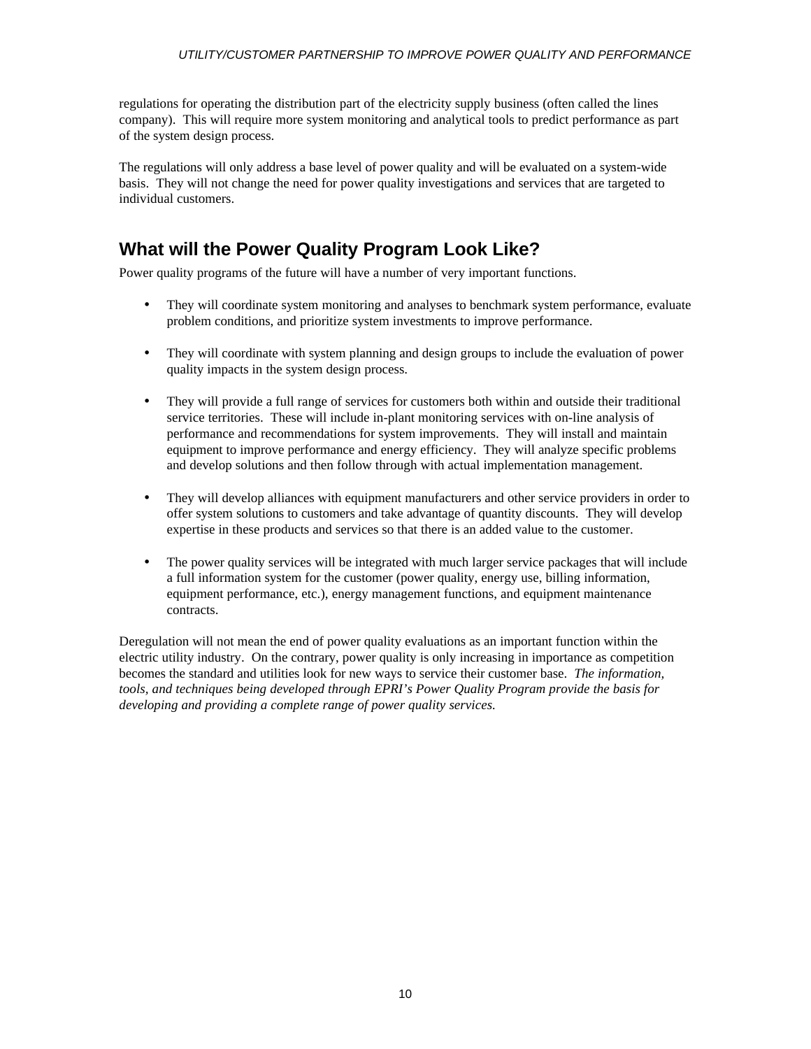regulations for operating the distribution part of the electricity supply business (often called the lines company). This will require more system monitoring and analytical tools to predict performance as part of the system design process.

The regulations will only address a base level of power quality and will be evaluated on a system-wide basis. They will not change the need for power quality investigations and services that are targeted to individual customers.

## What will the Power Quality Program Look Like?

Power quality programs of the future will have a number of very important functions.

- They will coordinate system monitoring and analyses to benchmark system performance, evaluate problem conditions, and prioritize system investments to improve performance.
- They will coordinate with system planning and design groups to include the evaluation of power quality impacts in the system design process.
- They will provide a full range of services for customers both within and outside their traditional service territories. These will include in-plant monitoring services with on-line analysis of performance and recommendations for system improvements. They will install and maintain equipment to improve performance and energy efficiency. They will analyze specific problems and develop solutions and then follow through with actual implementation management.
- They will develop alliances with equipment manufacturers and other service providers in order to offer system solutions to customers and take advantage of quantity discounts. They will develop expertise in these products and services so that there is an added value to the customer.
- The power quality services will be integrated with much larger service packages that will include a full information system for the customer (power quality, energy use, billing information, equipment performance, etc.), energy management functions, and equipment maintenance contracts.

Deregulation will not mean the end of power quality evaluations as an important function within the electric utility industry. On the contrary, power quality is only increasing in importance as competition becomes the standard and utilities look for new ways to service their customer base. *The information, tools, and techniques being developed through EPRI's Power Quality Program provide the basis for developing and providing a complete range of power quality services.*